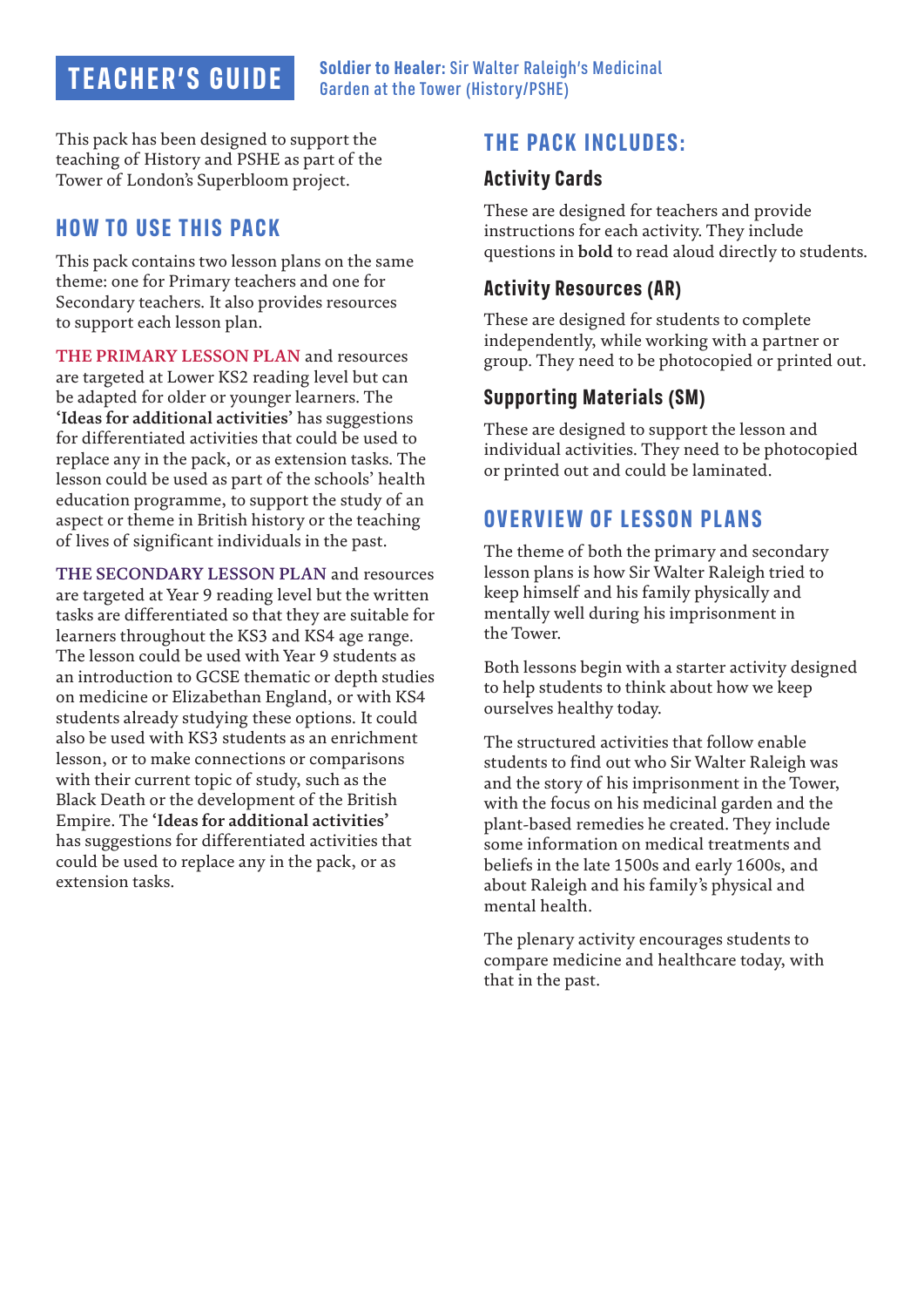# TEACHER'S GUIDE

**Soldier to Healer:** Sir Walter Raleigh's Medicinal Garden at the Tower (History/PSHE)

This pack has been designed to support the teaching of History and PSHE as part of the Tower of London's Superbloom project.

## HOW TO USE THIS PACK

This pack contains two lesson plans on the same theme: one for Primary teachers and one for Secondary teachers. It also provides resources to support each lesson plan.

THE PRIMARY LESSON PLAN and resources are targeted at Lower KS2 reading level but can be adapted for older or younger learners. The **'Ideas for additional activities'** has suggestions for differentiated activities that could be used to replace any in the pack, or as extension tasks. The lesson could be used as part of the schools' health education programme, to support the study of an aspect or theme in British history or the teaching of lives of significant individuals in the past.

THE SECONDARY LESSON PLAN and resources are targeted at Year 9 reading level but the written tasks are differentiated so that they are suitable for learners throughout the KS3 and KS4 age range. The lesson could be used with Year 9 students as an introduction to GCSE thematic or depth studies on medicine or Elizabethan England, or with KS4 students already studying these options. It could also be used with KS3 students as an enrichment lesson, or to make connections or comparisons with their current topic of study, such as the Black Death or the development of the British Empire. The **'Ideas for additional activities'** has suggestions for differentiated activities that could be used to replace any in the pack, or as extension tasks.

## THE PACK INCLUDES:

### Activity Cards

These are designed for teachers and provide instructions for each activity. They include questions in **bold** to read aloud directly to students.

### Activity Resources (AR)

These are designed for students to complete independently, while working with a partner or group. They need to be photocopied or printed out.

### Supporting Materials (SM)

These are designed to support the lesson and individual activities. They need to be photocopied or printed out and could be laminated.

## OVERVIEW OF LESSON PLANS

The theme of both the primary and secondary lesson plans is how Sir Walter Raleigh tried to keep himself and his family physically and mentally well during his imprisonment in the Tower.

Both lessons begin with a starter activity designed to help students to think about how we keep ourselves healthy today.

The structured activities that follow enable students to find out who Sir Walter Raleigh was and the story of his imprisonment in the Tower, with the focus on his medicinal garden and the plant-based remedies he created. They include some information on medical treatments and beliefs in the late 1500s and early 1600s, and about Raleigh and his family's physical and mental health.

The plenary activity encourages students to compare medicine and healthcare today, with that in the past.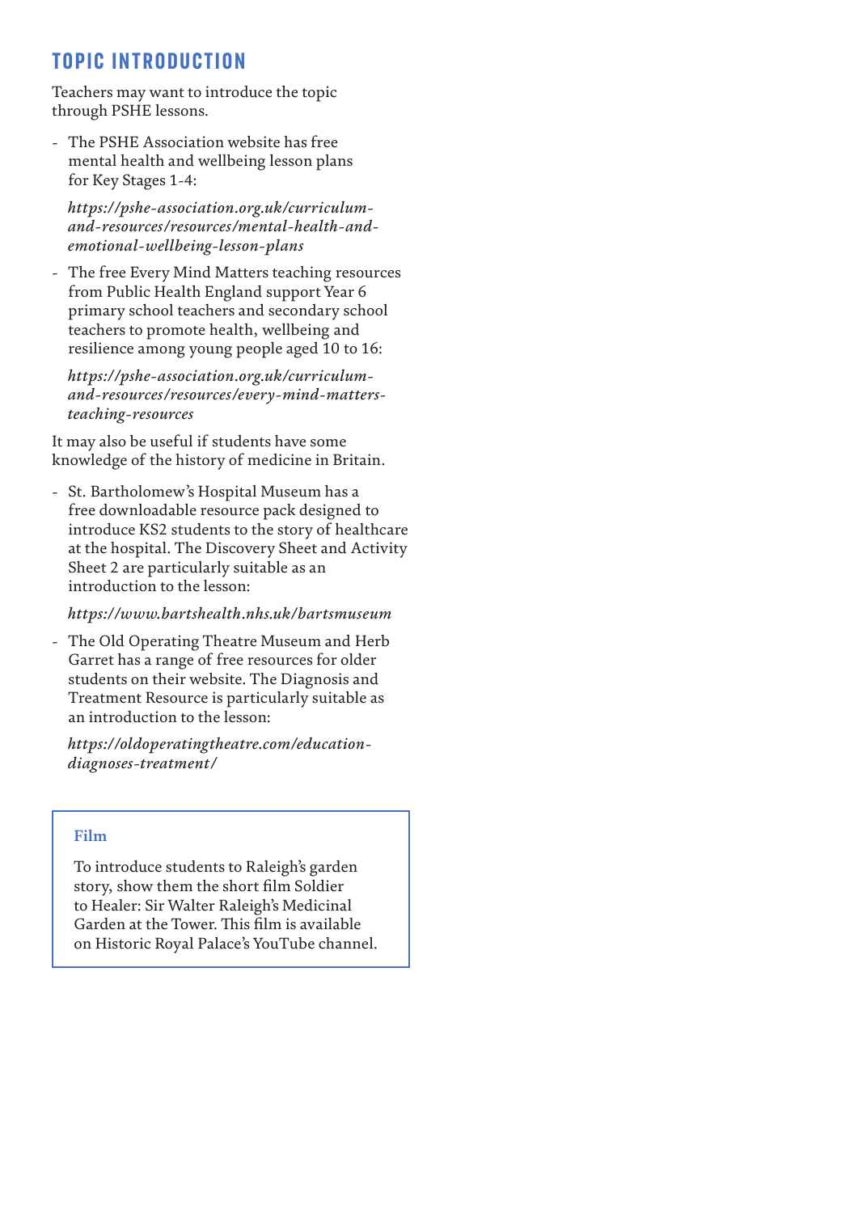## TOPIC INTRODUCTION

Teachers may want to introduce the topic through PSHE lessons.

- The PSHE Association website has free mental health and wellbeing lesson plans for Key Stages 1-4:

  *https://pshe-association.org.uk/curriculum-and-resources/resources/mental-health-and-emotional-wellbeing-lesson-plans*

- The free Every Mind Matters teaching resources from Public Health England support Year 6 primary school teachers and secondary school teachers to promote health, wellbeing and resilience among young people aged 10 to 16:

  *https://pshe-association.org.uk/curriculum-and-resources/resources/every-mind-matters-teaching-resources*

It may also be useful if students have some knowledge of the history of medicine in Britain.

- St. Bartholomew's Hospital Museum has a free downloadable resource pack designed to introduce KS2 students to the story of healthcare at the hospital. The Discovery Sheet and Activity Sheet 2 are particularly suitable as an introduction to the lesson:

  *https://www.bartshealth.nhs.uk/bartsmuseum*

- The Old Operating Theatre Museum and Herb Garret has a range of free resources for older students on their website. The Diagnosis and Treatment Resource is particularly suitable as an introduction to the lesson:

  *https://oldoperatingtheatre.com/education-diagnoses-treatment/*

**Film**

To introduce students to Raleigh's garden story, show them the short film Soldier to Healer: Sir Walter Raleigh's Medicinal Garden at the Tower. This film is available on Historic Royal Palace's YouTube channel.